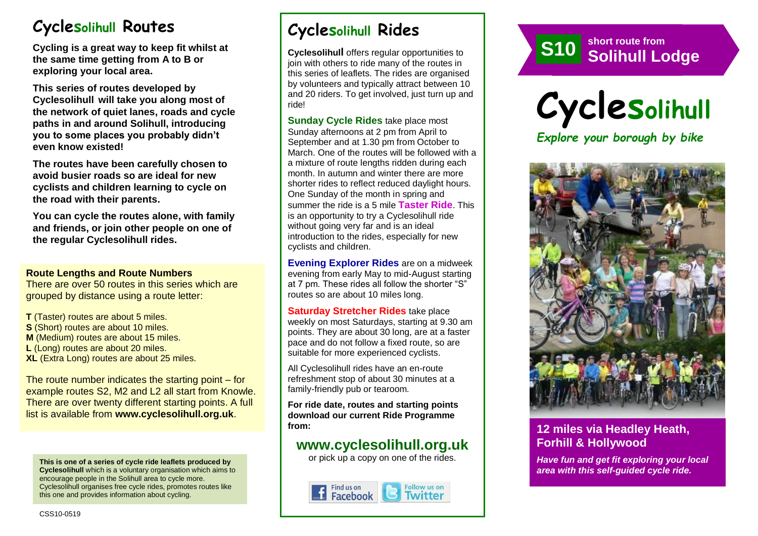# Cyclesolihull Routes

**Cycling is a great way to keep fit whilst at the same time getting from A to B or exploring your local area.**

**This series of routes developed by Cyclesolihull will take you along most of the network of quiet lanes, roads and cycle paths in and around Solihull, introducing you to some places you probably didn't even know existed!**

**The routes have been carefully chosen to avoid busier roads so are ideal for new cyclists and children learning to cycle on the road with their parents.**

**You can cycle the routes alone, with family and friends, or join other people on one of the regular Cyclesolihull rides.**

### Route Lengths and Route Numbers

There are over 50 routes in this series which are grouped by distance using a route letter:

**T** (Taster) routes are about 5 miles.
**S** (Short) routes are about 10 miles.
**M** (Medium) routes are about 15 miles.
**L** (Long) routes are about 20 miles.
**XL** (Extra Long) routes are about 25 miles.

The route number indicates the starting point – for example routes S2, M2 and L2 all start from Knowle. There are over twenty different starting points. A full list is available from **www.cyclesolihull.org.uk**.

**This is one of a series of cycle ride leaflets produced by Cyclesolihull** which is a voluntary organisation which aims to encourage people in the Solihull area to cycle more. Cyclesolihull organises free cycle rides, promotes routes like this one and provides information about cycling.

CSS10-0519

# Cyclesolihull Rides

**Cyclesolihull** offers regular opportunities to join with others to ride many of the routes in this series of leaflets. The rides are organised by volunteers and typically attract between 10 and 20 riders. To get involved, just turn up and ride!

**Sunday Cycle Rides** take place most Sunday afternoons at 2 pm from April to September and at 1.30 pm from October to March. One of the routes will be followed with a a mixture of route lengths ridden during each month. In autumn and winter there are more shorter rides to reflect reduced daylight hours. One Sunday of the month in spring and summer the ride is a 5 mile **Taster Ride**. This is an opportunity to try a Cyclesolihull ride without going very far and is an ideal introduction to the rides, especially for new cyclists and children.

**Evening Explorer Rides** are on a midweek evening from early May to mid-August starting at 7 pm. These rides all follow the shorter "S" routes so are about 10 miles long.

**Saturday Stretcher Rides** take place weekly on most Saturdays, starting at 9.30 am points. They are about 30 long, are at a faster pace and do not follow a fixed route, so are suitable for more experienced cyclists.

All Cyclesolihull rides have an en-route refreshment stop of about 30 minutes at a family-friendly pub or tearoom.

**For ride date, routes and starting points download our current Ride Programme from:**

## www.cyclesolihull.org.uk

or pick up a copy on one of the rides.

Find us on Facebook | Follow us on Twitter

# S10 short route from Solihull Lodge

# Cyclesolihull

*Explore your borough by bike*

## 12 miles via Headley Heath, Forhill & Hollywood

***Have fun and get fit exploring your local area with this self-guided cycle ride.***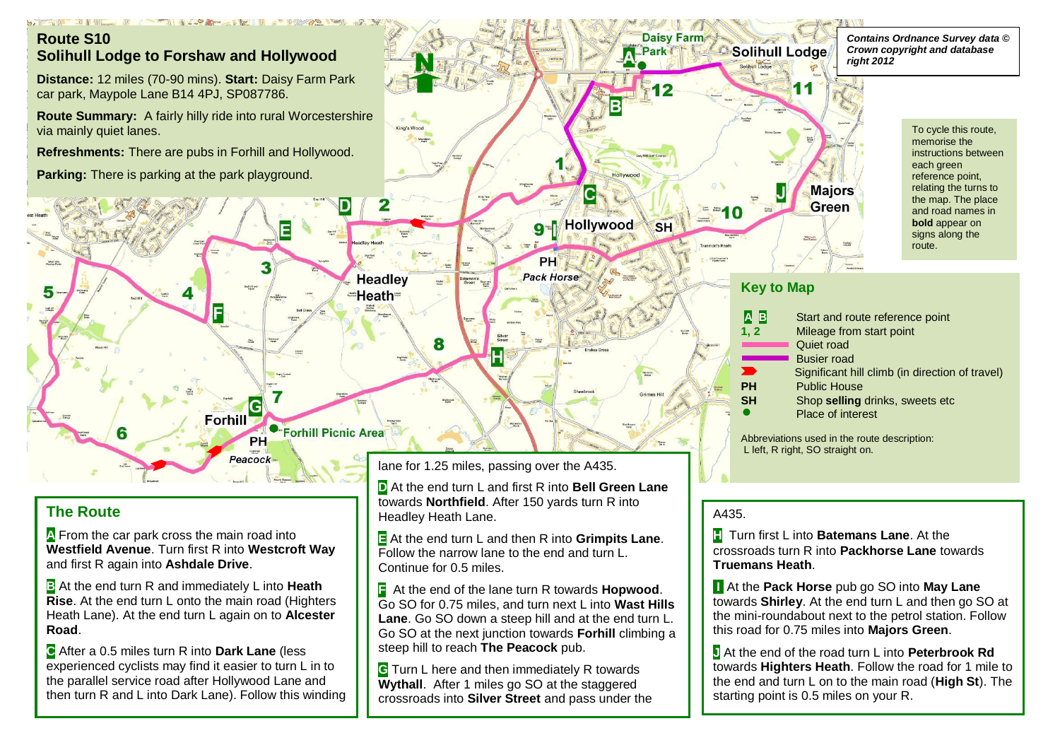# Route S10
## Solihull Lodge to Forshaw and Hollywood

**Distance:** 12 miles (70-90 mins). **Start:** Daisy Farm Park car park, Maypole Lane B14 4PJ, SP087786.

**Route Summary:** A fairly hilly ride into rural Worcestershire via mainly quiet lanes.

**Refreshments:** There are pubs in Forhill and Hollywood.

**Parking:** There is parking at the park playground.

*Contains Ordnance Survey data © Crown copyright and database right 2012*

To cycle this route, memorise the instructions between each green reference point, relating the turns to the map. The place and road names in **bold** appear on signs along the route.

### Key to Map

| | |
|---|---|
| A B | Start and route reference point |
| 1, 2 | Mileage from start point |
| | Quiet road |
| | Busier road |
| | Significant hill climb (in direction of travel) |
| PH | Public House |
| SH | Shop **selling** drinks, sweets etc |
| ● | Place of interest |

Abbreviations used in the route description: L left, R right, SO straight on.

## The Route

**A** From the car park cross the main road into **Westfield Avenue**. Turn first R into **Westcroft Way** and first R again into **Ashdale Drive**.

**B** At the end turn R and immediately L into **Heath Rise**. At the end turn L onto the main road (Highters Heath Lane). At the end turn L again on to **Alcester Road**.

**C** After a 0.5 miles turn R into **Dark Lane** (less experienced cyclists may find it easier to turn L in to the parallel service road after Hollywood Lane and then turn R and L into Dark Lane). Follow this winding lane for 1.25 miles, passing over the A435.

**D** At the end turn L and first R into **Bell Green Lane** towards **Northfield**. After 150 yards turn R into Headley Heath Lane.

**E** At the end turn L and then R into **Grimpits Lane**. Follow the narrow lane to the end and turn L. Continue for 0.5 miles.

**F** At the end of the lane turn R towards **Hopwood**. Go SO for 0.75 miles, and turn next L into **Wast Hills Lane**. Go SO down a steep hill and at the end turn L. Go SO at the next junction towards **Forhill** climbing a steep hill to reach **The Peacock** pub.

**G** Turn L here and then immediately R towards **Wythall**. After 1 miles go SO at the staggered crossroads into **Silver Street** and pass under the A435.

**H** Turn first L into **Batemans Lane**. At the crossroads turn R into **Packhorse Lane** towards **Truemans Heath**.

**I** At the **Pack Horse** pub go SO into **May Lane** towards **Shirley**. At the end turn L and then go SO at the mini-roundabout next to the petrol station. Follow this road for 0.75 miles into **Majors Green**.

**J** At the end of the road turn L into **Peterbrook Rd** towards **Highters Heath**. Follow the road for 1 mile to the end and turn L on to the main road (**High St**). The starting point is 0.5 miles on your R.